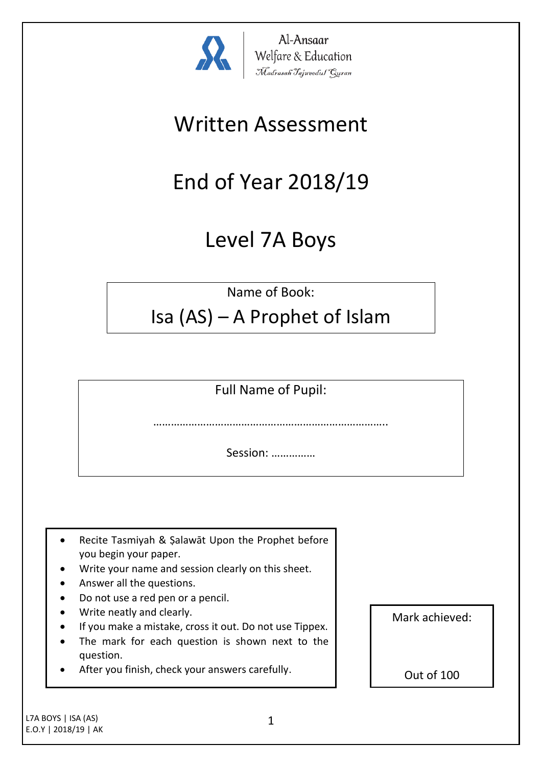Al-Ansaar
Welfare & Education
Madrasah Tajweedul Quran

# Written Assessment

# End of Year 2018/19

# Level 7A Boys

Name of Book:

## Isa (AS) – A Prophet of Islam

Full Name of Pupil:

……………………………………………………………………..

Session: ……………

- Recite Tasmiyah & Ṣalawāt Upon the Prophet before you begin your paper.
- Write your name and session clearly on this sheet.
- Answer all the questions.
- Do not use a red pen or a pencil.
- Write neatly and clearly.
- If you make a mistake, cross it out. Do not use Tippex.
- The mark for each question is shown next to the question.
- After you finish, check your answers carefully.

Mark achieved:

Out of 100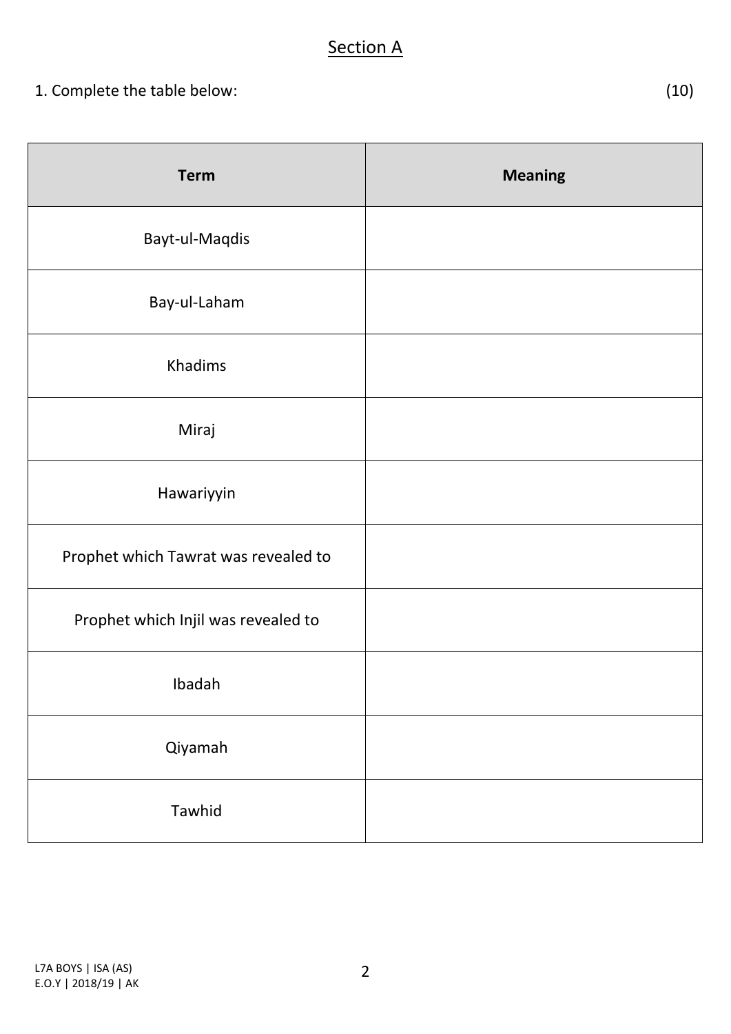## Section A

1. Complete the table below: (10)

| Term | Meaning |
|---|---|
| Bayt-ul-Maqdis | |
| Bay-ul-Laham | |
| Khadims | |
| Miraj | |
| Hawariyyin | |
| Prophet which Tawrat was revealed to | |
| Prophet which Injil was revealed to | |
| Ibadah | |
| Qiyamah | |
| Tawhid | |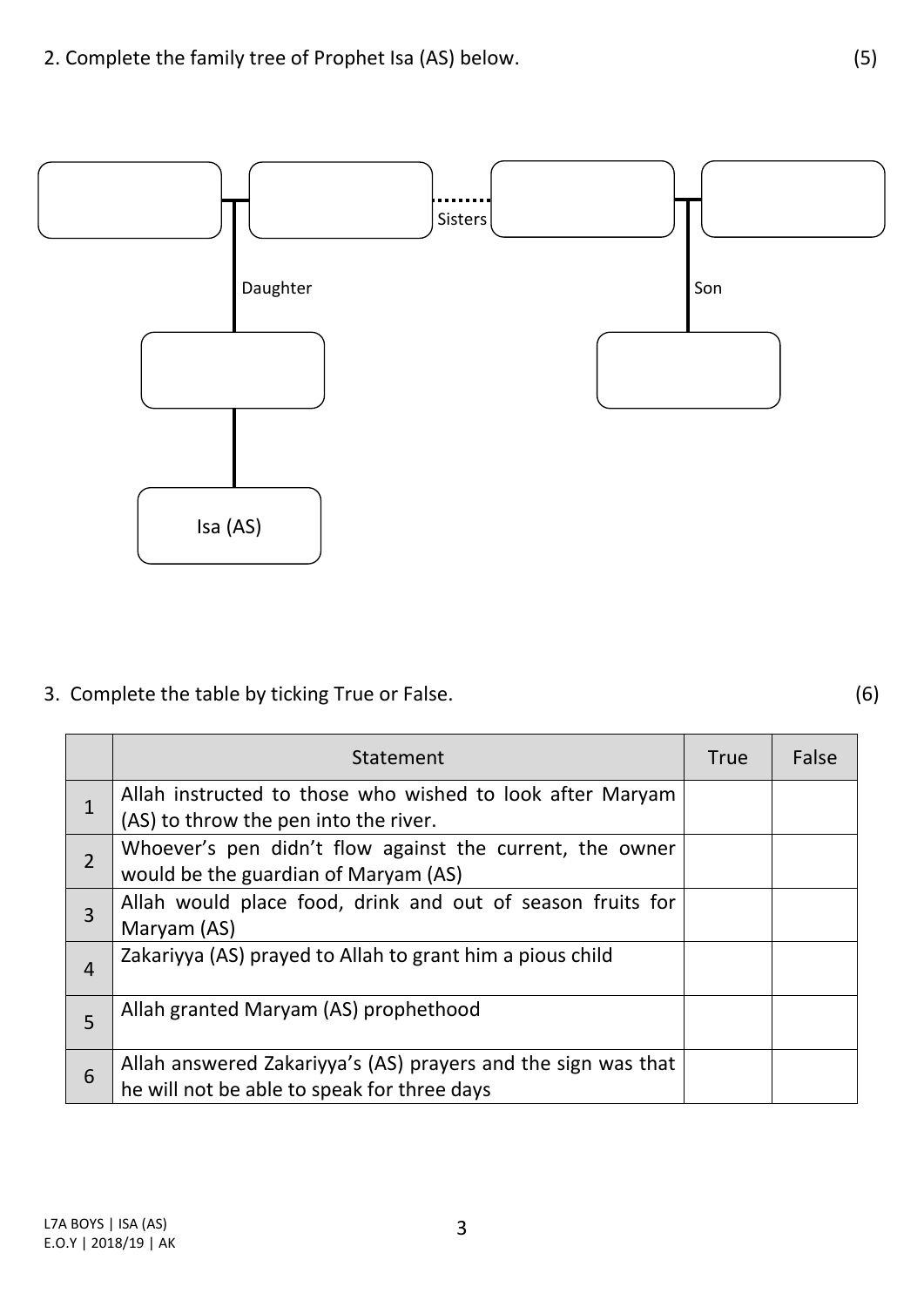2. Complete the family tree of Prophet Isa (AS) below. (5)

Sisters

Daughter

Son

Isa (AS)

3. Complete the table by ticking True or False. (6)

| | Statement | True | False |
|---|---|---|---|
| 1 | Allah instructed to those who wished to look after Maryam (AS) to throw the pen into the river. | | |
| 2 | Whoever's pen didn't flow against the current, the owner would be the guardian of Maryam (AS) | | |
| 3 | Allah would place food, drink and out of season fruits for Maryam (AS) | | |
| 4 | Zakariyya (AS) prayed to Allah to grant him a pious child | | |
| 5 | Allah granted Maryam (AS) prophethood | | |
| 6 | Allah answered Zakariyya's (AS) prayers and the sign was that he will not be able to speak for three days | | |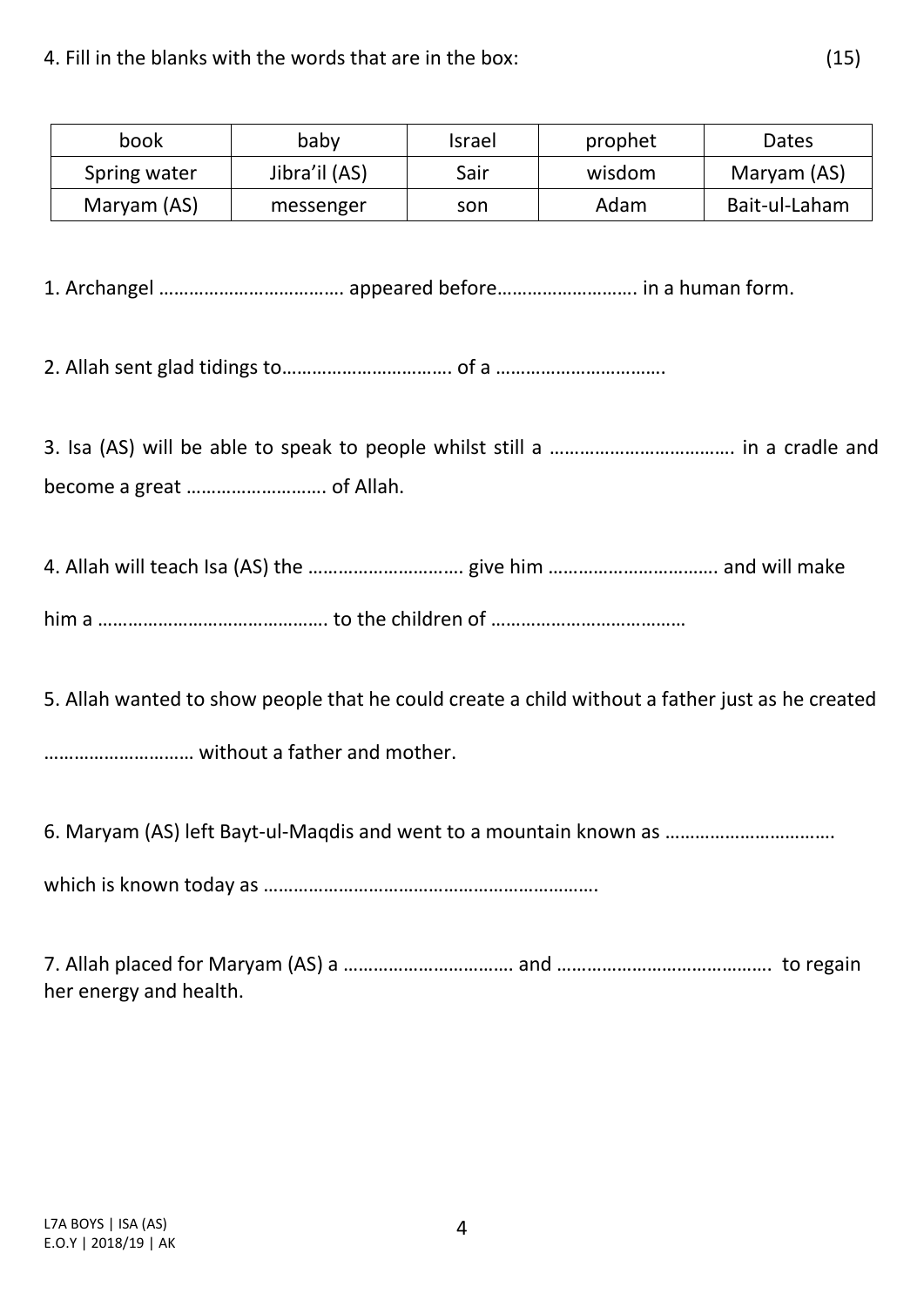4. Fill in the blanks with the words that are in the box: (15)

| book | baby | Israel | prophet | Dates |
|---|---|---|---|---|
| Spring water | Jibra'il (AS) | Sair | wisdom | Maryam (AS) |
| Maryam (AS) | messenger | son | Adam | Bait-ul-Laham |

1. Archangel ……………………………… appeared before………………………. in a human form.

2. Allah sent glad tidings to…………………………… of a ……………………………

3. Isa (AS) will be able to speak to people whilst still a ………………………………. in a cradle and become a great ………………………. of Allah.

4. Allah will teach Isa (AS) the ………………………… give him ……………………………. and will make him a ………………………………………. to the children of …………………………………

5. Allah wanted to show people that he could create a child without a father just as he created ……………………… without a father and mother.

6. Maryam (AS) left Bayt-ul-Maqdis and went to a mountain known as …………………………… which is known today as ………………………………………………………….

7. Allah placed for Maryam (AS) a …………………………… and ……………………………………. to regain her energy and health.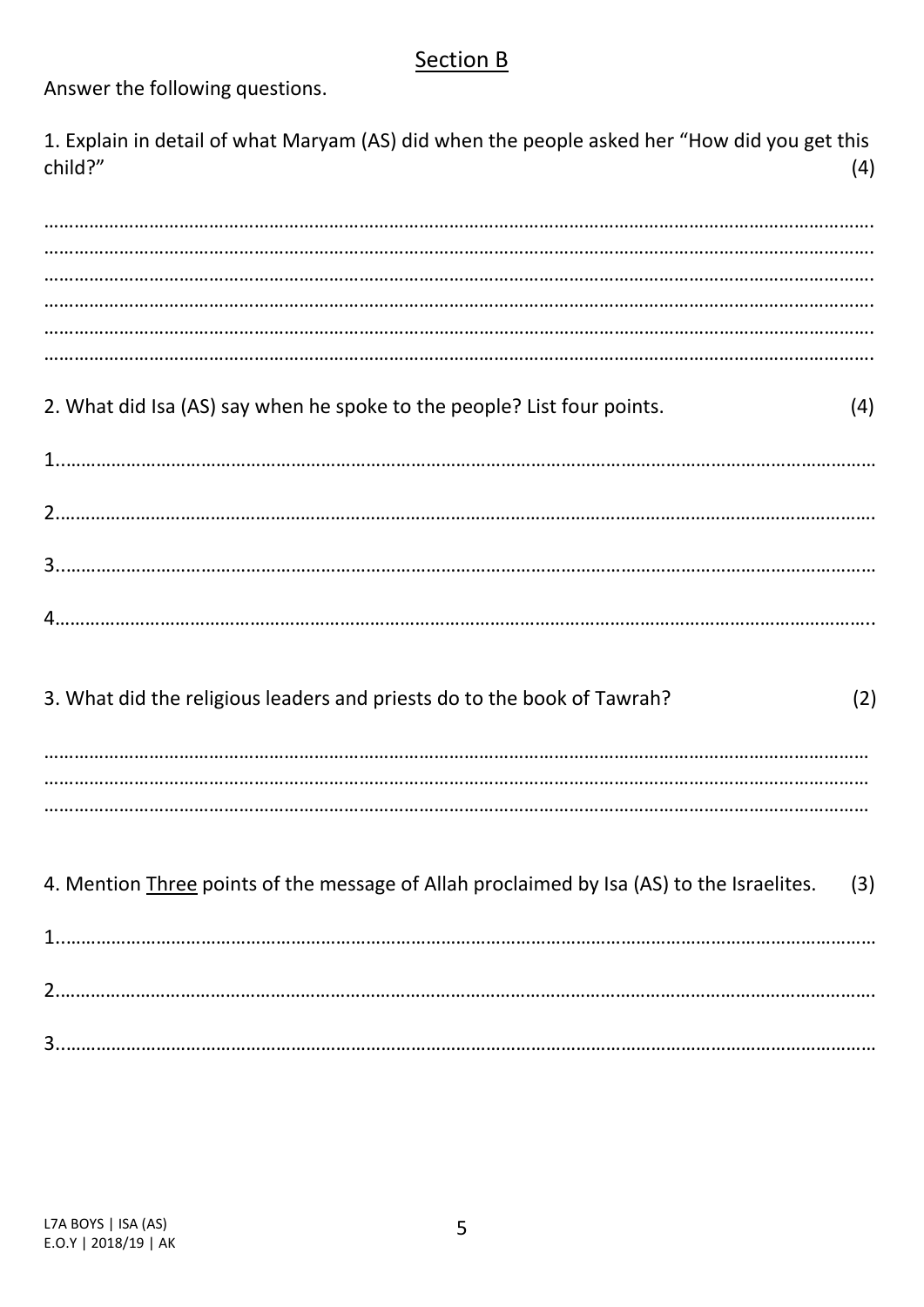## Section B

Answer the following questions.

1. Explain in detail of what Maryam (AS) did when the people asked her "How did you get this child?" (4)

…………………………………………………………………………………………………………………………………………
…………………………………………………………………………………………………………………………………………
…………………………………………………………………………………………………………………………………………
…………………………………………………………………………………………………………………………………………
…………………………………………………………………………………………………………………………………………
…………………………………………………………………………………………………………………………………………

2. What did Isa (AS) say when he spoke to the people? List four points. (4)

1……………………………………………………………………………………………………………………………………

2……………………………………………………………………………………………………………………………………

3……………………………………………………………………………………………………………………………………

4……………………………………………………………………………………………………………………………………

3. What did the religious leaders and priests do to the book of Tawrah? (2)

…………………………………………………………………………………………………………………………………………
…………………………………………………………………………………………………………………………………………
…………………………………………………………………………………………………………………………………………

4. Mention Three points of the message of Allah proclaimed by Isa (AS) to the Israelites. (3)

1……………………………………………………………………………………………………………………………………

2……………………………………………………………………………………………………………………………………

3……………………………………………………………………………………………………………………………………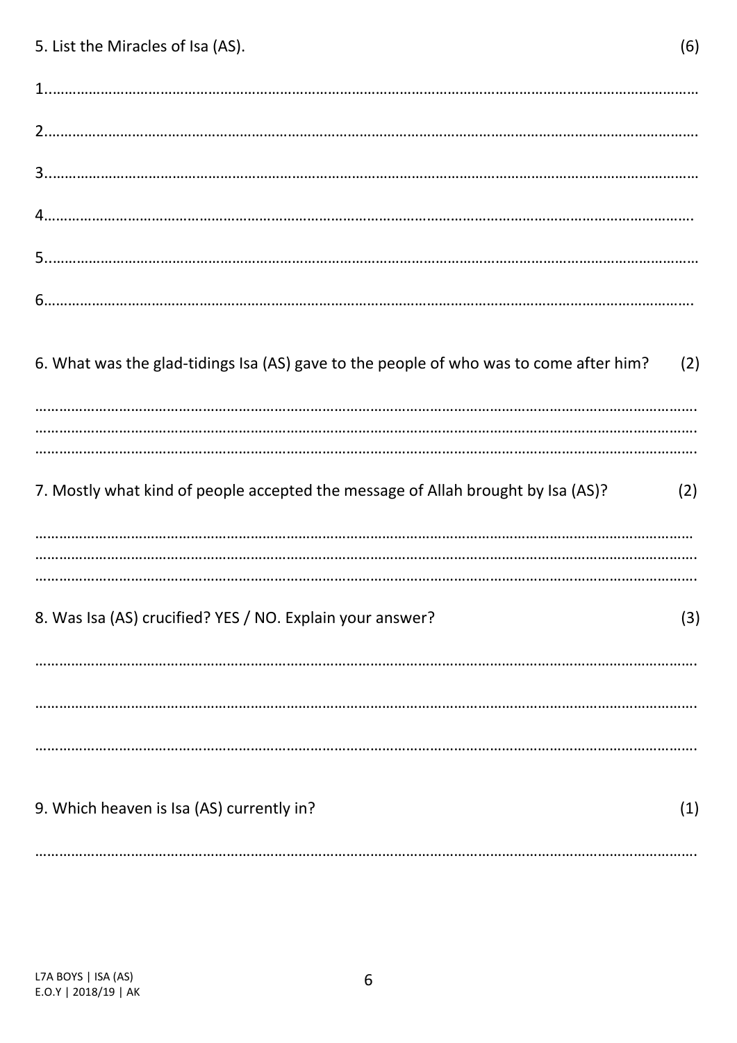5. List the Miracles of Isa (AS). (6)

1.……………………………………………………………………………………………………………………………………………

2.……………………………………………………………………………………………………………………………………………

3.……………………………………………………………………………………………………………………………………………

4.……………………………………………………………………………………………………………………………………………

5.……………………………………………………………………………………………………………………………………………

6.……………………………………………………………………………………………………………………………………………

6. What was the glad-tidings Isa (AS) gave to the people of who was to come after him? (2)

……………………………………………………………………………………………………………………………………………
……………………………………………………………………………………………………………………………………………
……………………………………………………………………………………………………………………………………………

7. Mostly what kind of people accepted the message of Allah brought by Isa (AS)? (2)

……………………………………………………………………………………………………………………………………………
……………………………………………………………………………………………………………………………………………
……………………………………………………………………………………………………………………………………………

8. Was Isa (AS) crucified? YES / NO. Explain your answer? (3)

……………………………………………………………………………………………………………………………………………

……………………………………………………………………………………………………………………………………………

……………………………………………………………………………………………………………………………………………

9. Which heaven is Isa (AS) currently in? (1)

……………………………………………………………………………………………………………………………………………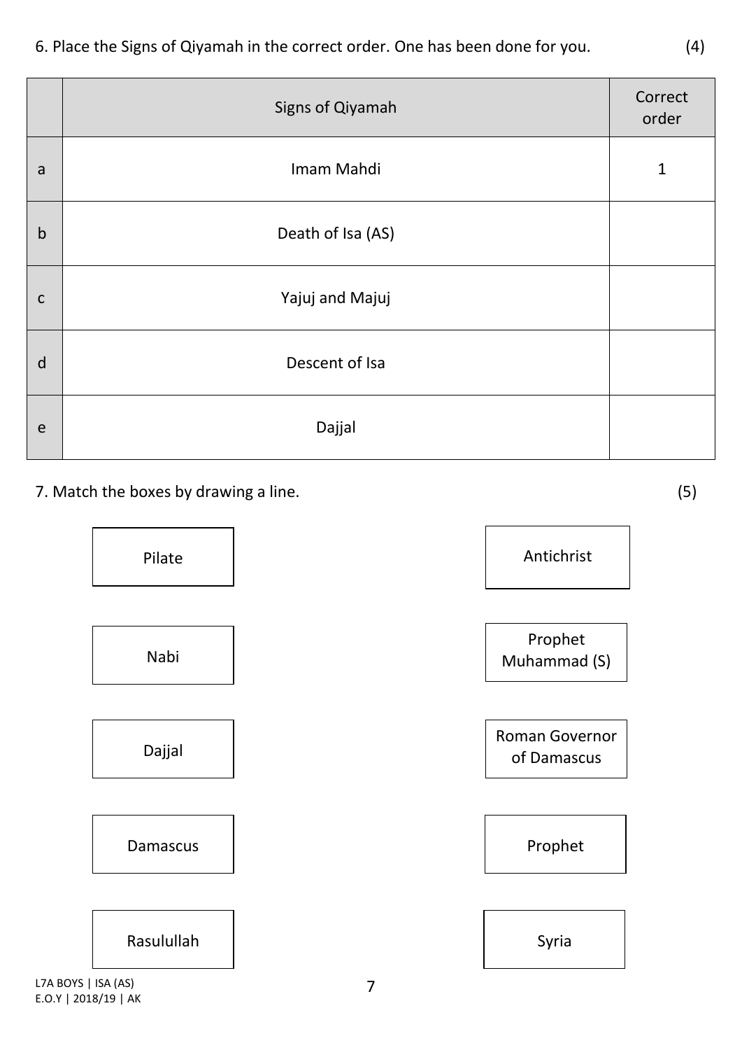6. Place the Signs of Qiyamah in the correct order. One has been done for you. (4)

| | Signs of Qiyamah | Correct order |
|---|---|---|
| a | Imam Mahdi | 1 |
| b | Death of Isa (AS) | |
| c | Yajuj and Majuj | |
| d | Descent of Isa | |
| e | Dajjal | |

7. Match the boxes by drawing a line. (5)

| | |
|---|---|
| Pilate | Antichrist |
| Nabi | Prophet Muhammad (S) |
| Dajjal | Roman Governor of Damascus |
| Damascus | Prophet |
| Rasulullah | Syria |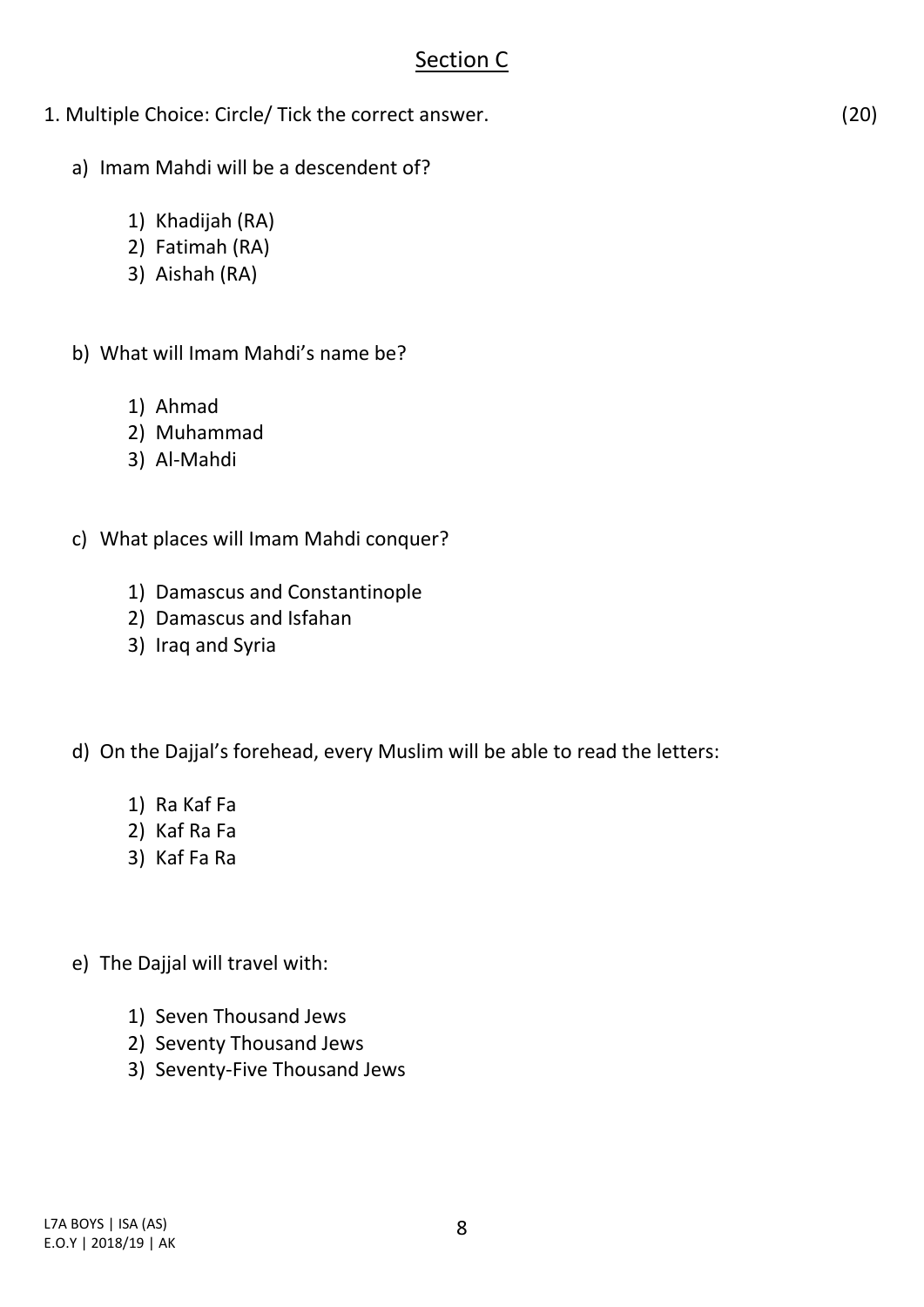## Section C

1. Multiple Choice: Circle/ Tick the correct answer. (20)

a) Imam Mahdi will be a descendent of?

1) Khadijah (RA)
2) Fatimah (RA)
3) Aishah (RA)

b) What will Imam Mahdi's name be?

1) Ahmad
2) Muhammad
3) Al-Mahdi

c) What places will Imam Mahdi conquer?

1) Damascus and Constantinople
2) Damascus and Isfahan
3) Iraq and Syria

d) On the Dajjal's forehead, every Muslim will be able to read the letters:

1) Ra Kaf Fa
2) Kaf Ra Fa
3) Kaf Fa Ra

e) The Dajjal will travel with:

1) Seven Thousand Jews
2) Seventy Thousand Jews
3) Seventy-Five Thousand Jews

L7A BOYS | ISA (AS)
E.O.Y | 2018/19 | AK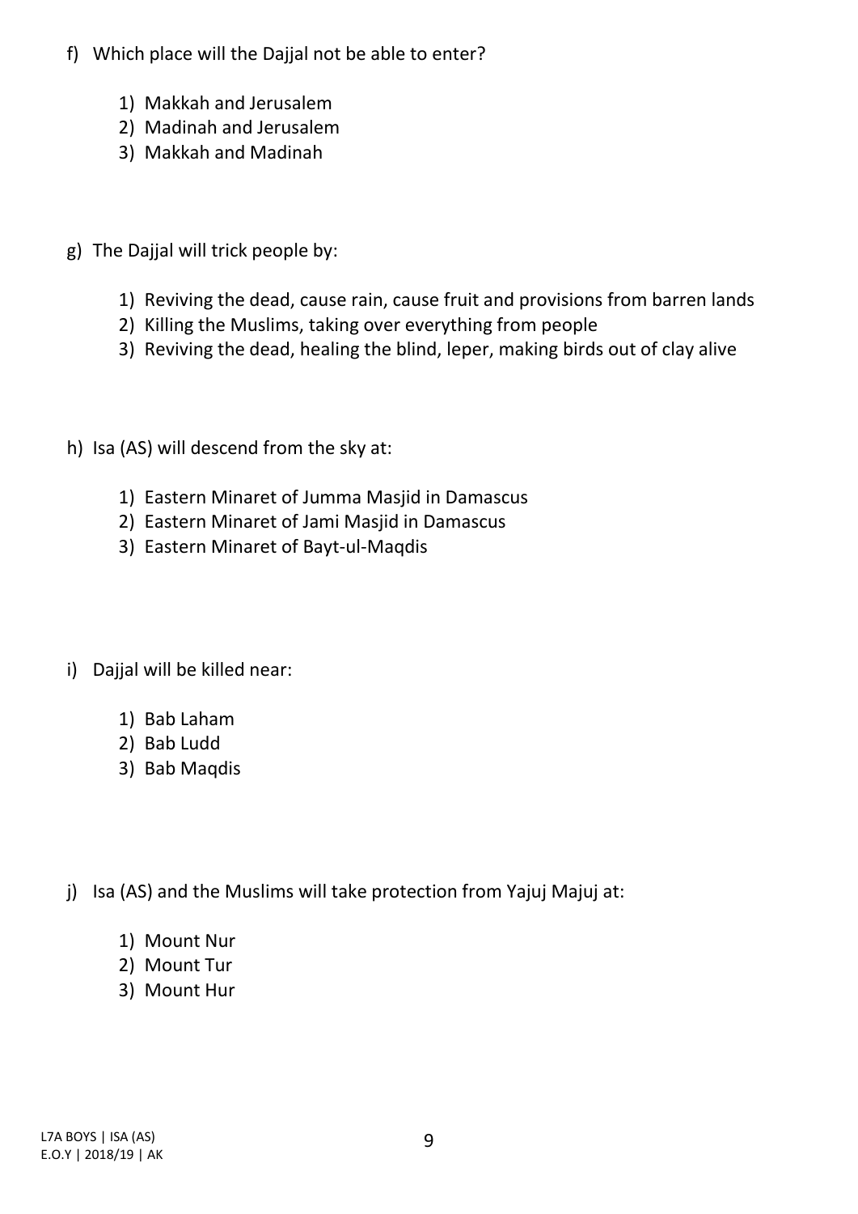f) Which place will the Dajjal not be able to enter?

1) Makkah and Jerusalem
2) Madinah and Jerusalem
3) Makkah and Madinah

g) The Dajjal will trick people by:

1) Reviving the dead, cause rain, cause fruit and provisions from barren lands
2) Killing the Muslims, taking over everything from people
3) Reviving the dead, healing the blind, leper, making birds out of clay alive

h) Isa (AS) will descend from the sky at:

1) Eastern Minaret of Jumma Masjid in Damascus
2) Eastern Minaret of Jami Masjid in Damascus
3) Eastern Minaret of Bayt-ul-Maqdis

i) Dajjal will be killed near:

1) Bab Laham
2) Bab Ludd
3) Bab Maqdis

j) Isa (AS) and the Muslims will take protection from Yajuj Majuj at:

1) Mount Nur
2) Mount Tur
3) Mount Hur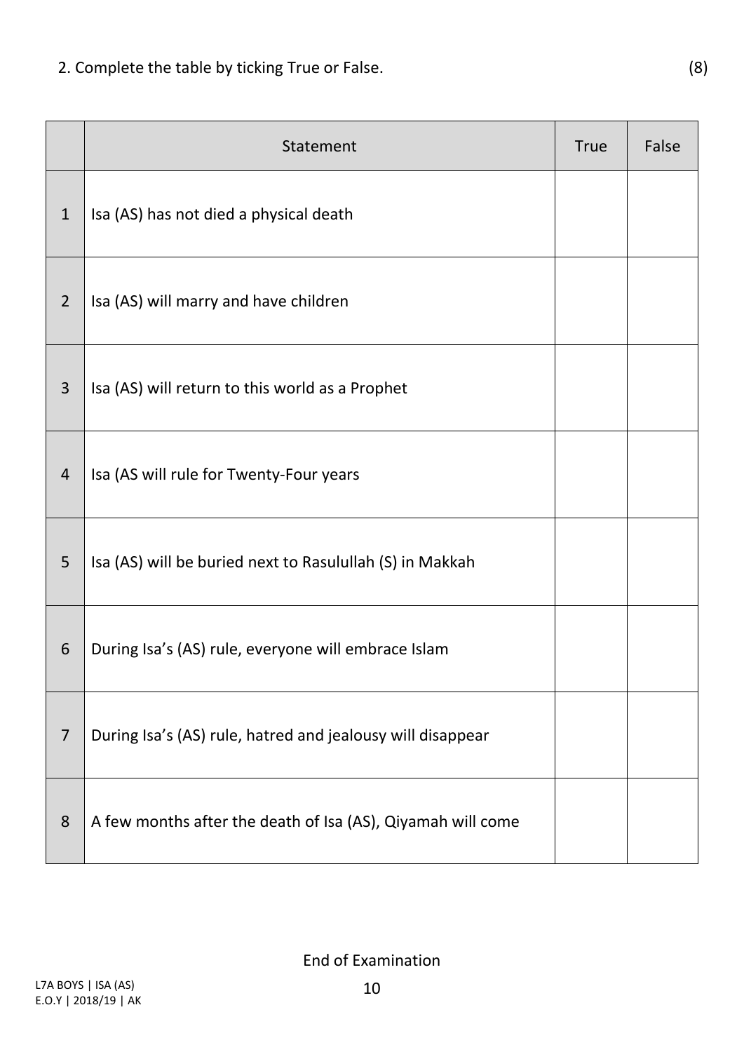2. Complete the table by ticking True or False. (8)

| | Statement | True | False |
|---|---|---|---|
| 1 | Isa (AS) has not died a physical death | | |
| 2 | Isa (AS) will marry and have children | | |
| 3 | Isa (AS) will return to this world as a Prophet | | |
| 4 | Isa (AS will rule for Twenty-Four years | | |
| 5 | Isa (AS) will be buried next to Rasulullah (S) in Makkah | | |
| 6 | During Isa's (AS) rule, everyone will embrace Islam | | |
| 7 | During Isa's (AS) rule, hatred and jealousy will disappear | | |
| 8 | A few months after the death of Isa (AS), Qiyamah will come | | |

End of Examination